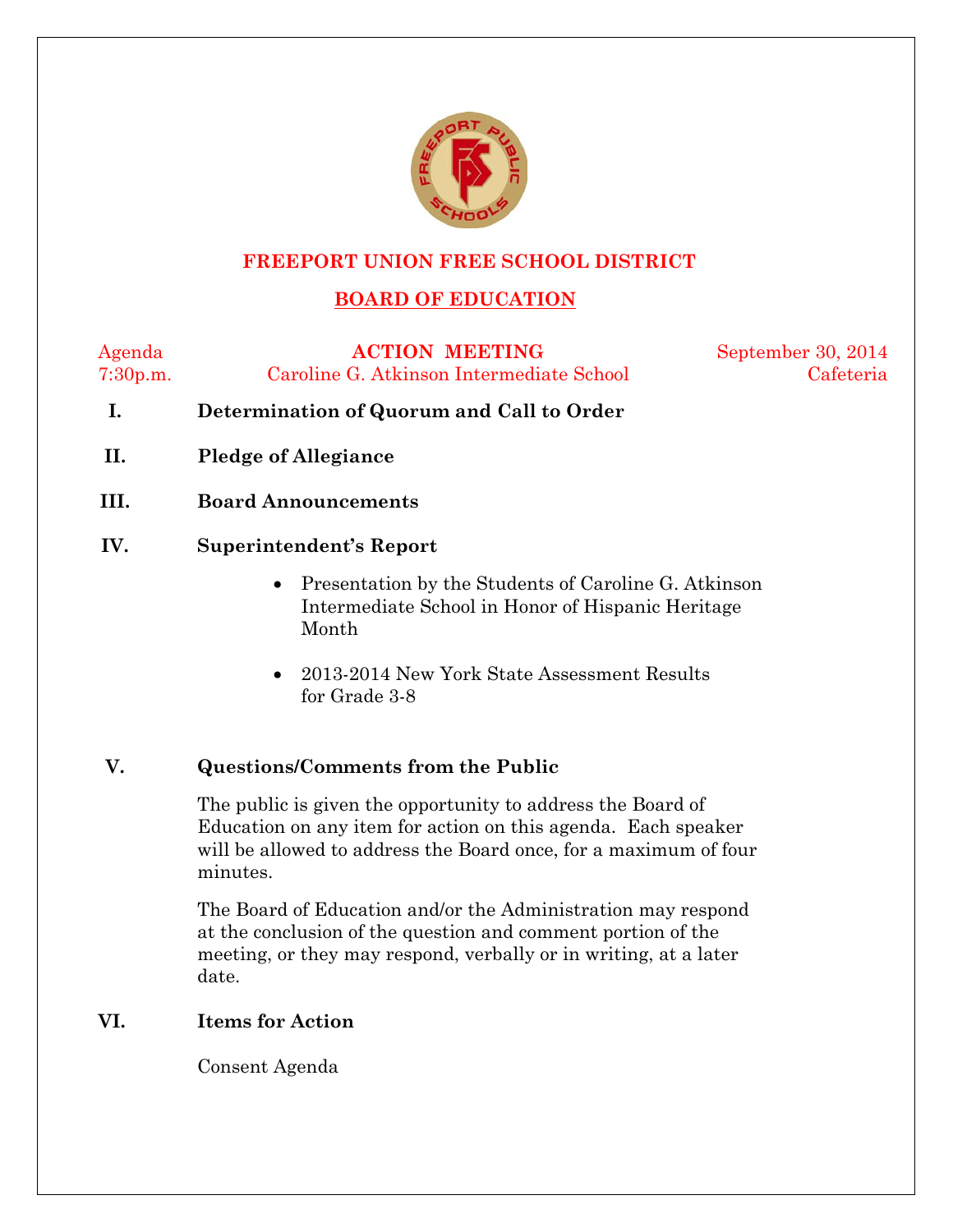# FREEPORT UNION FREE SCHOOL DISTRICT

## BOARD OF EDUCATION

Agenda | **ACTION MEETING** | September 30, 2014

7:30p.m. | Caroline G. Atkinson Intermediate School | Cafeteria

**I. Determination of Quorum and Call to Order**

**II. Pledge of Allegiance**

**III. Board Announcements**

**IV. Superintendent's Report**

- Presentation by the Students of Caroline G. Atkinson Intermediate School in Honor of Hispanic Heritage Month
- 2013-2014 New York State Assessment Results for Grade 3-8

**V. Questions/Comments from the Public**

The public is given the opportunity to address the Board of Education on any item for action on this agenda. Each speaker will be allowed to address the Board once, for a maximum of four minutes.

The Board of Education and/or the Administration may respond at the conclusion of the question and comment portion of the meeting, or they may respond, verbally or in writing, at a later date.

**VI. Items for Action**

Consent Agenda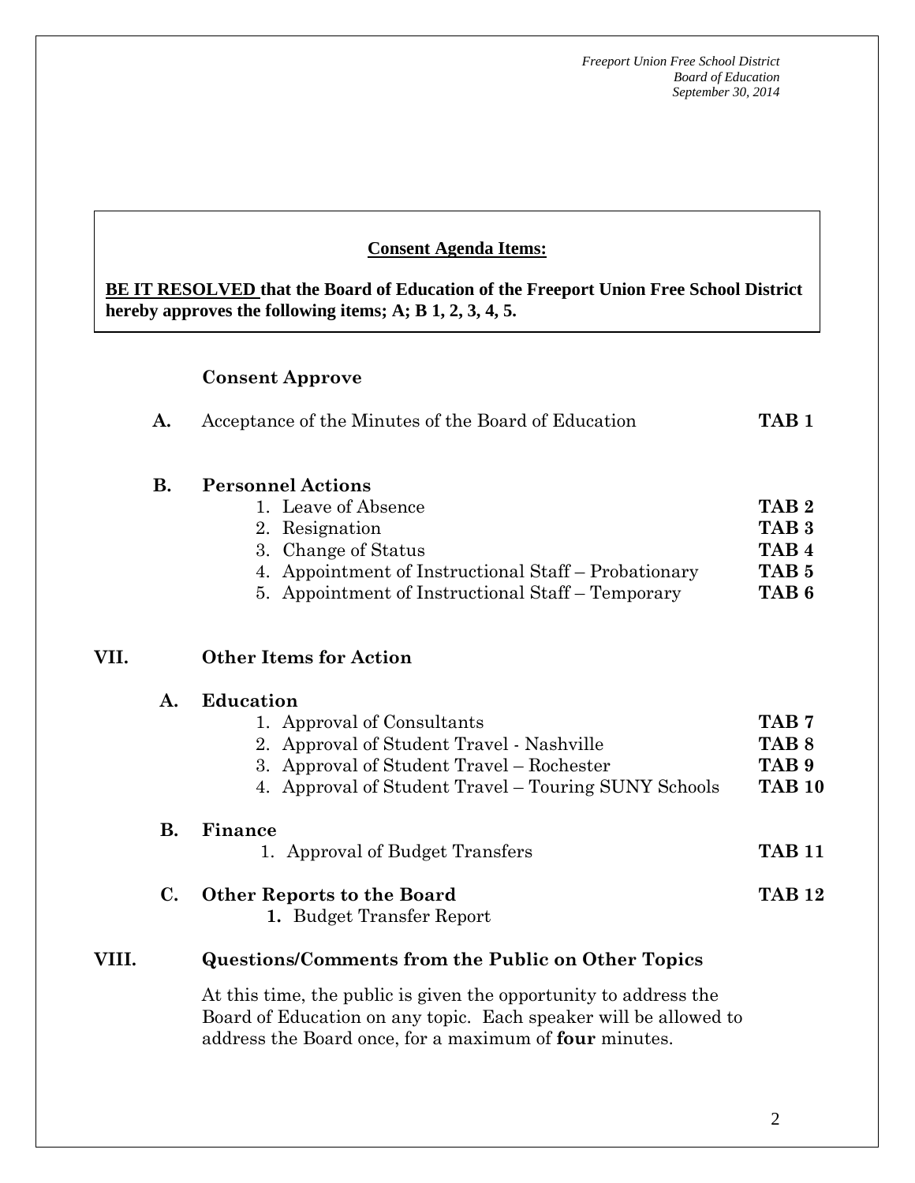**Consent Agenda Items:**

**BE IT RESOLVED that the Board of Education of the Freeport Union Free School District hereby approves the following items; A; B 1, 2, 3, 4, 5.**

**Consent Approve**

**A.** Acceptance of the Minutes of the Board of Education **TAB 1**

**B. Personnel Actions**

1. Leave of Absence **TAB 2**
2. Resignation **TAB 3**
3. Change of Status **TAB 4**
4. Appointment of Instructional Staff – Probationary **TAB 5**
5. Appointment of Instructional Staff – Temporary **TAB 6**

## VII. Other Items for Action

**A. Education**

1. Approval of Consultants **TAB 7**
2. Approval of Student Travel - Nashville **TAB 8**
3. Approval of Student Travel – Rochester **TAB 9**
4. Approval of Student Travel – Touring SUNY Schools **TAB 10**

**B. Finance**

1. Approval of Budget Transfers **TAB 11**

**C. Other Reports to the Board** **TAB 12**

1. Budget Transfer Report

## VIII. Questions/Comments from the Public on Other Topics

At this time, the public is given the opportunity to address the Board of Education on any topic. Each speaker will be allowed to address the Board once, for a maximum of **four** minutes.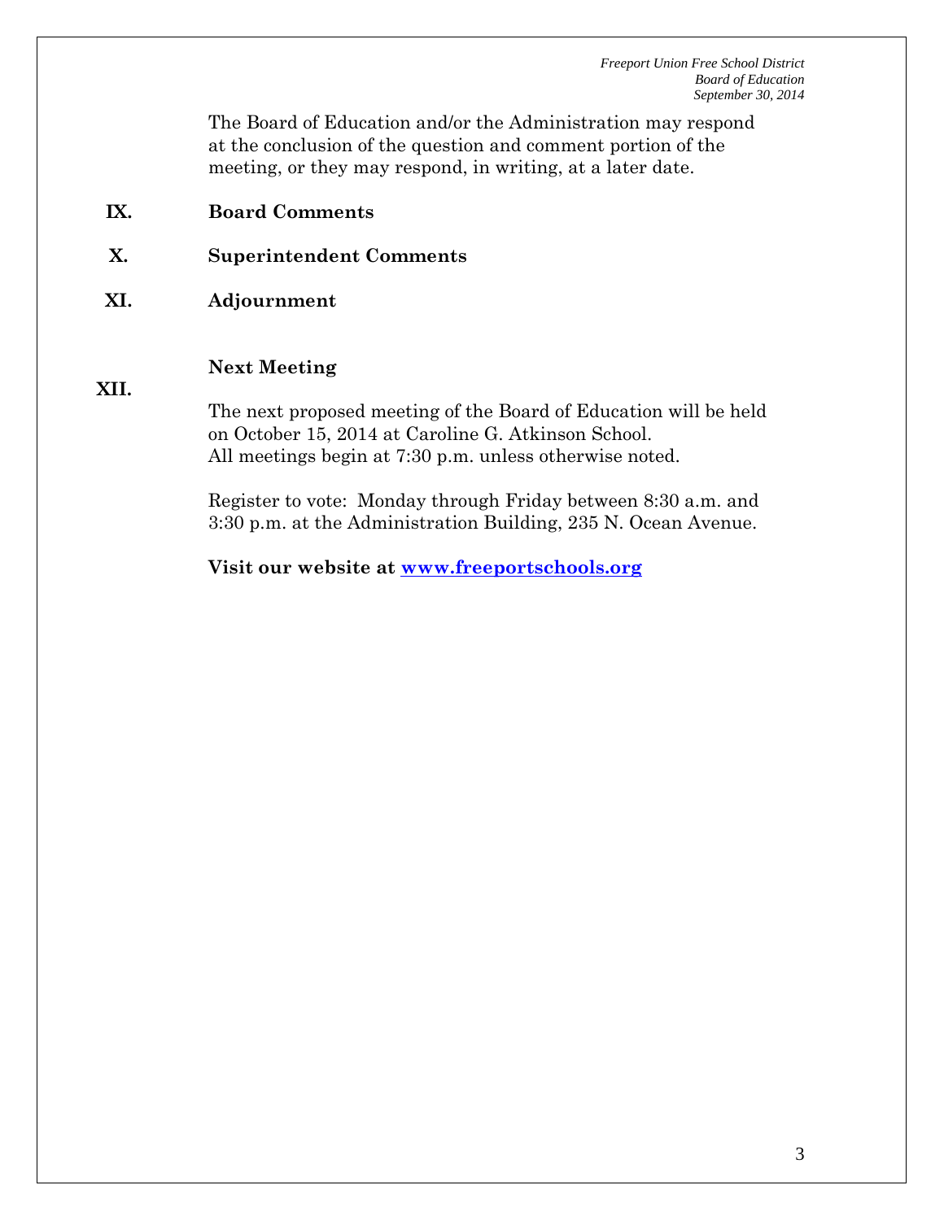The Board of Education and/or the Administration may respond at the conclusion of the question and comment portion of the meeting, or they may respond, in writing, at a later date.

**IX. Board Comments**

**X. Superintendent Comments**

**XI. Adjournment**

**XII. Next Meeting**

The next proposed meeting of the Board of Education will be held on October 15, 2014 at Caroline G. Atkinson School. All meetings begin at 7:30 p.m. unless otherwise noted.

Register to vote: Monday through Friday between 8:30 a.m. and 3:30 p.m. at the Administration Building, 235 N. Ocean Avenue.

**Visit our website at [www.freeportschools.org](http://www.freeportschools.org)**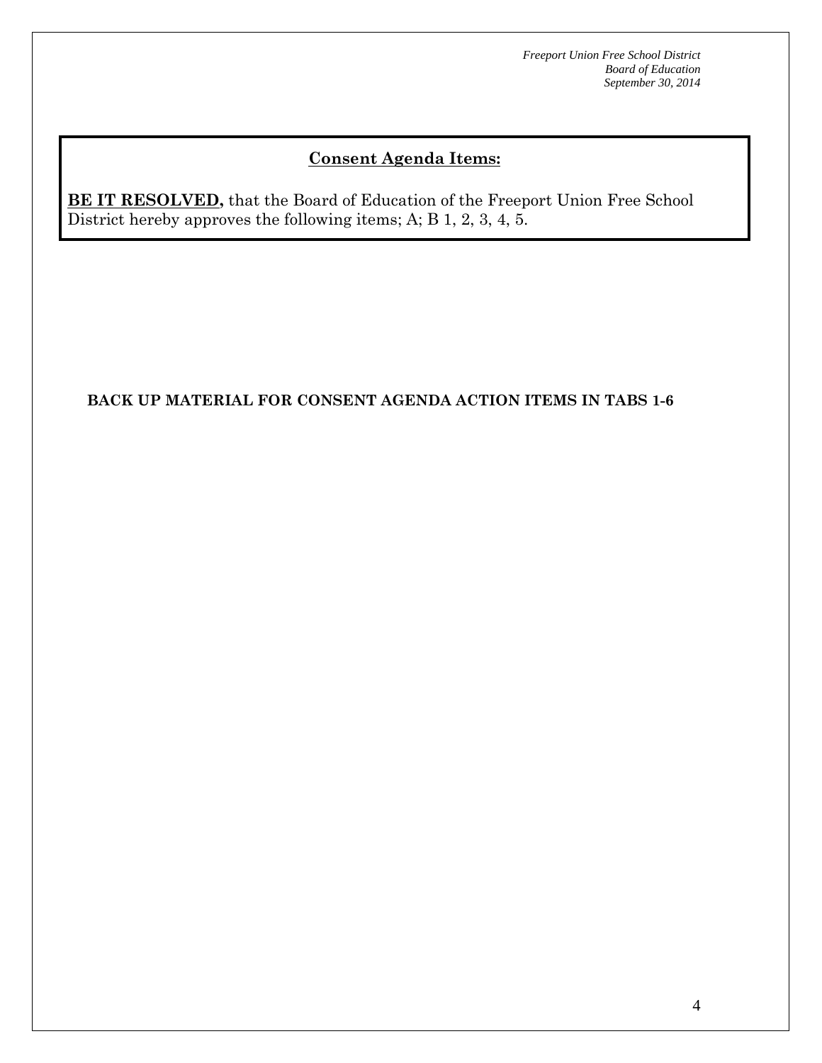## Consent Agenda Items:

**BE IT RESOLVED,** that the Board of Education of the Freeport Union Free School District hereby approves the following items; A; B 1, 2, 3, 4, 5.

**BACK UP MATERIAL FOR CONSENT AGENDA ACTION ITEMS IN TABS 1-6**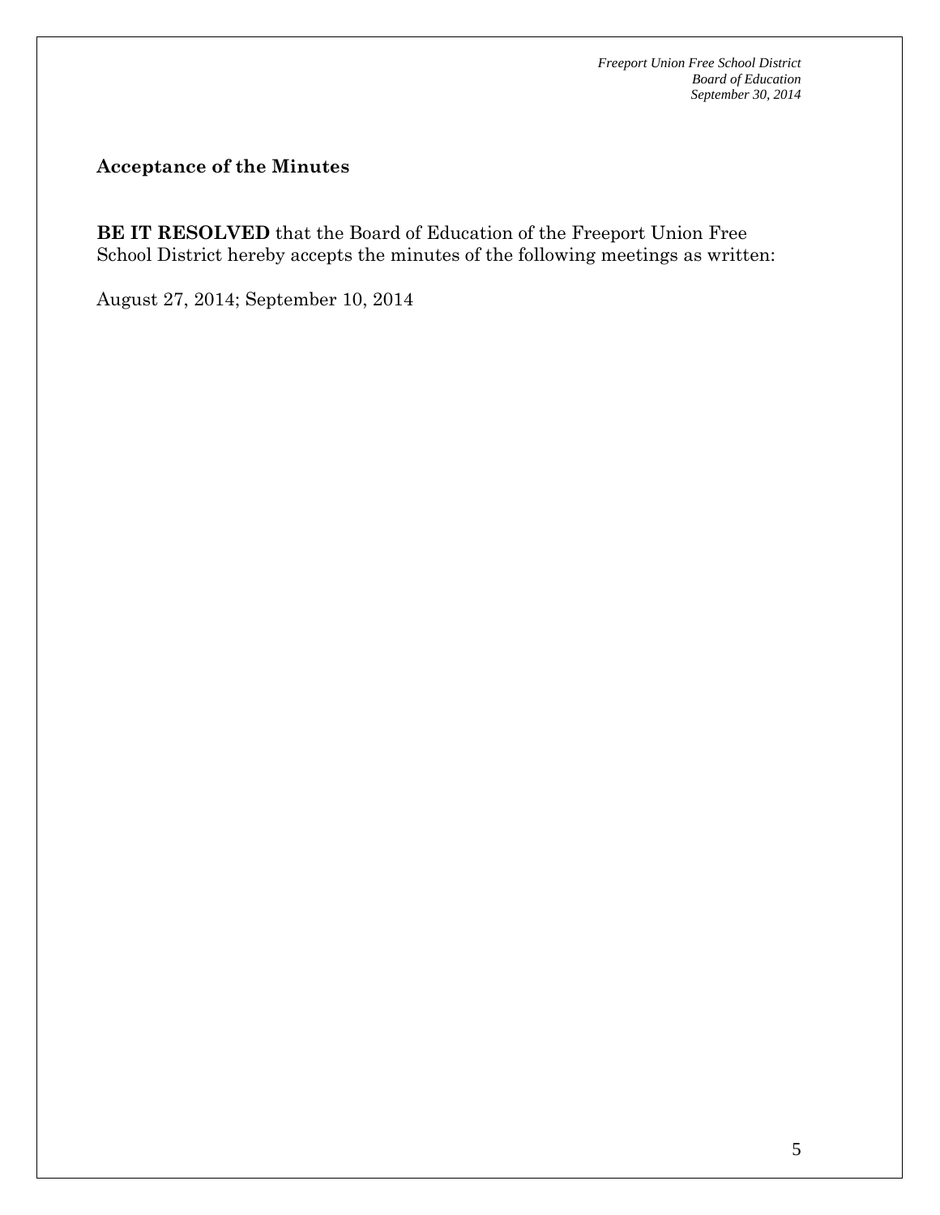**Acceptance of the Minutes**

**BE IT RESOLVED** that the Board of Education of the Freeport Union Free School District hereby accepts the minutes of the following meetings as written:

August 27, 2014; September 10, 2014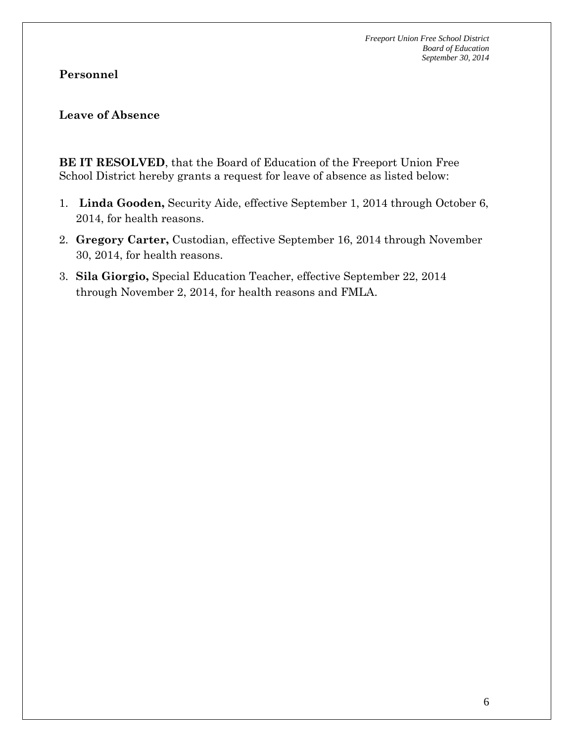## Personnel

### Leave of Absence

**BE IT RESOLVED**, that the Board of Education of the Freeport Union Free School District hereby grants a request for leave of absence as listed below:

1. **Linda Gooden,** Security Aide, effective September 1, 2014 through October 6, 2014, for health reasons.
2. **Gregory Carter,** Custodian, effective September 16, 2014 through November 30, 2014, for health reasons.
3. **Sila Giorgio,** Special Education Teacher, effective September 22, 2014 through November 2, 2014, for health reasons and FMLA.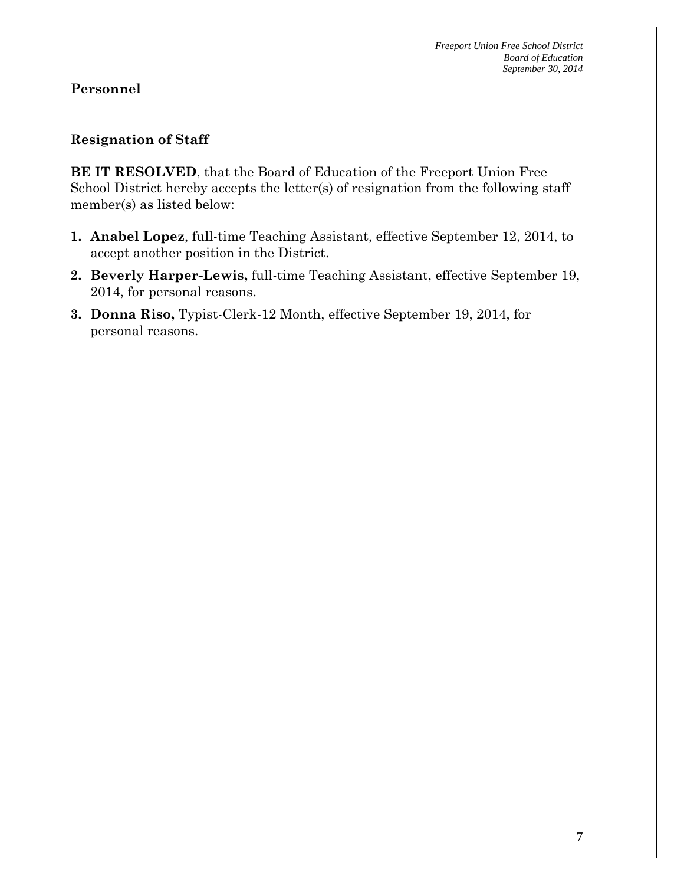## Personnel

### Resignation of Staff

**BE IT RESOLVED**, that the Board of Education of the Freeport Union Free School District hereby accepts the letter(s) of resignation from the following staff member(s) as listed below:

1. **Anabel Lopez**, full-time Teaching Assistant, effective September 12, 2014, to accept another position in the District.
2. **Beverly Harper-Lewis,** full-time Teaching Assistant, effective September 19, 2014, for personal reasons.
3. **Donna Riso,** Typist-Clerk-12 Month, effective September 19, 2014, for personal reasons.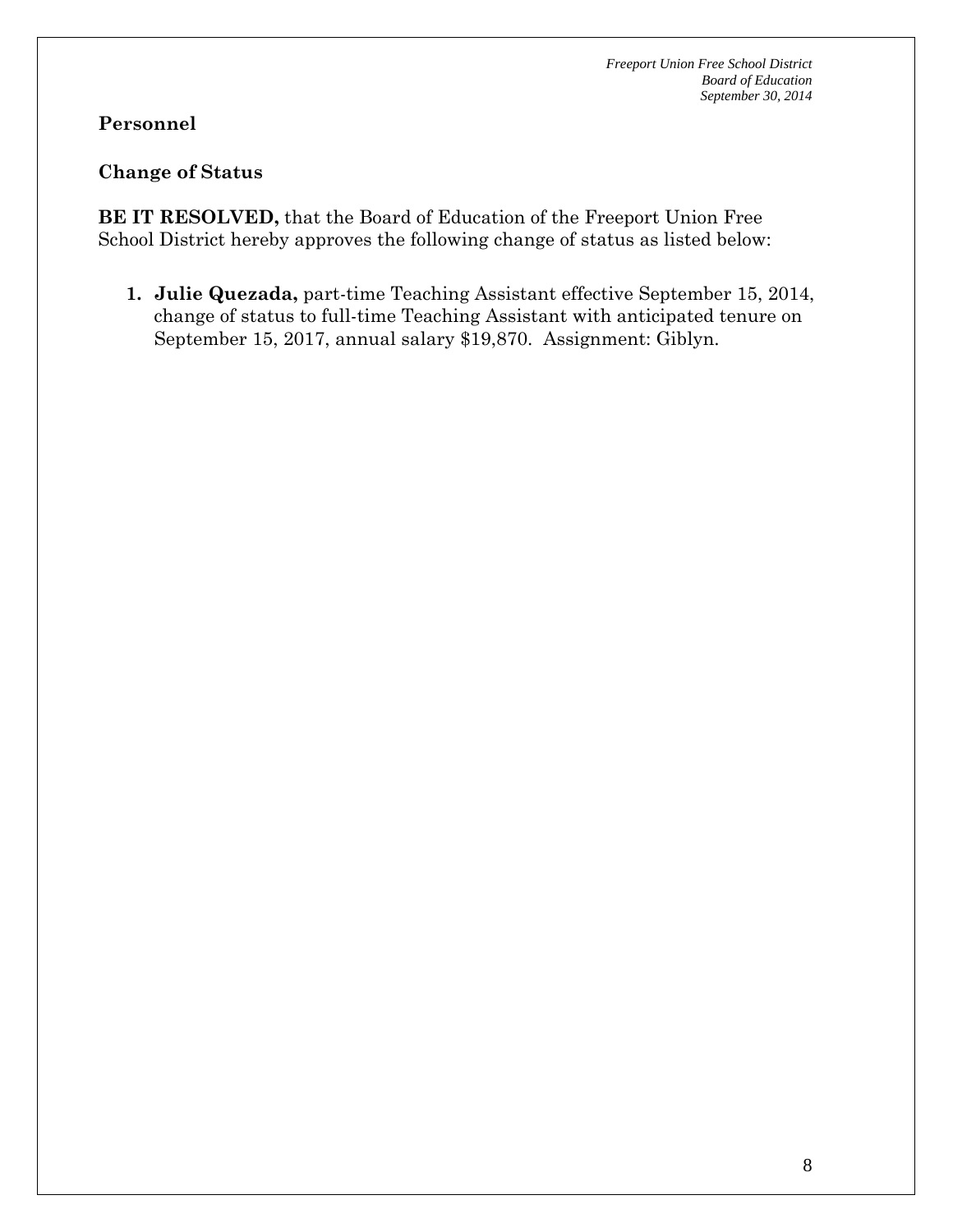**Personnel**

**Change of Status**

**BE IT RESOLVED,** that the Board of Education of the Freeport Union Free School District hereby approves the following change of status as listed below:

1. **Julie Quezada,** part-time Teaching Assistant effective September 15, 2014, change of status to full-time Teaching Assistant with anticipated tenure on September 15, 2017, annual salary $19,870. Assignment: Giblyn.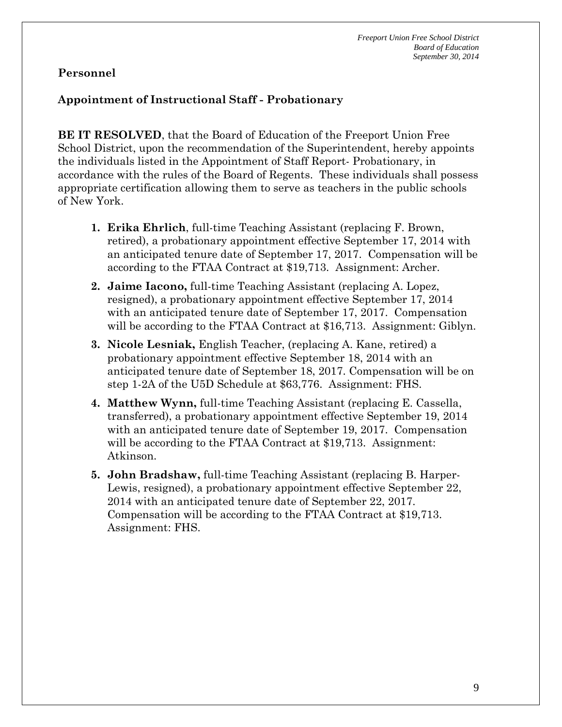## Personnel

### Appointment of Instructional Staff - Probationary

**BE IT RESOLVED**, that the Board of Education of the Freeport Union Free School District, upon the recommendation of the Superintendent, hereby appoints the individuals listed in the Appointment of Staff Report- Probationary, in accordance with the rules of the Board of Regents. These individuals shall possess appropriate certification allowing them to serve as teachers in the public schools of New York.

1. **Erika Ehrlich**, full-time Teaching Assistant (replacing F. Brown, retired), a probationary appointment effective September 17, 2014 with an anticipated tenure date of September 17, 2017. Compensation will be according to the FTAA Contract at $19,713. Assignment: Archer.
2. **Jaime Iacono,** full-time Teaching Assistant (replacing A. Lopez, resigned), a probationary appointment effective September 17, 2014 with an anticipated tenure date of September 17, 2017. Compensation will be according to the FTAA Contract at $16,713. Assignment: Giblyn.
3. **Nicole Lesniak,** English Teacher, (replacing A. Kane, retired) a probationary appointment effective September 18, 2014 with an anticipated tenure date of September 18, 2017. Compensation will be on step 1-2A of the U5D Schedule at $63,776. Assignment: FHS.
4. **Matthew Wynn,** full-time Teaching Assistant (replacing E. Cassella, transferred), a probationary appointment effective September 19, 2014 with an anticipated tenure date of September 19, 2017. Compensation will be according to the FTAA Contract at $19,713. Assignment: Atkinson.
5. **John Bradshaw,** full-time Teaching Assistant (replacing B. Harper-Lewis, resigned), a probationary appointment effective September 22, 2014 with an anticipated tenure date of September 22, 2017. Compensation will be according to the FTAA Contract at $19,713. Assignment: FHS.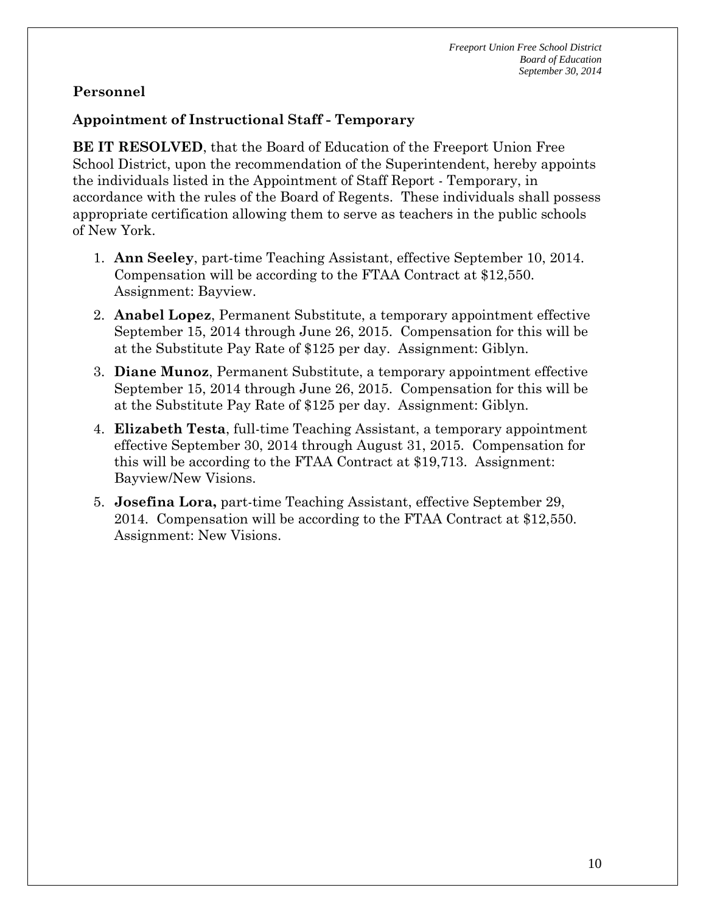**Personnel**

**Appointment of Instructional Staff - Temporary**

**BE IT RESOLVED**, that the Board of Education of the Freeport Union Free School District, upon the recommendation of the Superintendent, hereby appoints the individuals listed in the Appointment of Staff Report - Temporary, in accordance with the rules of the Board of Regents. These individuals shall possess appropriate certification allowing them to serve as teachers in the public schools of New York.

1. **Ann Seeley**, part-time Teaching Assistant, effective September 10, 2014. Compensation will be according to the FTAA Contract at $12,550. Assignment: Bayview.
2. **Anabel Lopez**, Permanent Substitute, a temporary appointment effective September 15, 2014 through June 26, 2015. Compensation for this will be at the Substitute Pay Rate of $125 per day. Assignment: Giblyn.
3. **Diane Munoz**, Permanent Substitute, a temporary appointment effective September 15, 2014 through June 26, 2015. Compensation for this will be at the Substitute Pay Rate of $125 per day. Assignment: Giblyn.
4. **Elizabeth Testa**, full-time Teaching Assistant, a temporary appointment effective September 30, 2014 through August 31, 2015. Compensation for this will be according to the FTAA Contract at $19,713. Assignment: Bayview/New Visions.
5. **Josefina Lora,** part-time Teaching Assistant, effective September 29, 2014. Compensation will be according to the FTAA Contract at $12,550. Assignment: New Visions.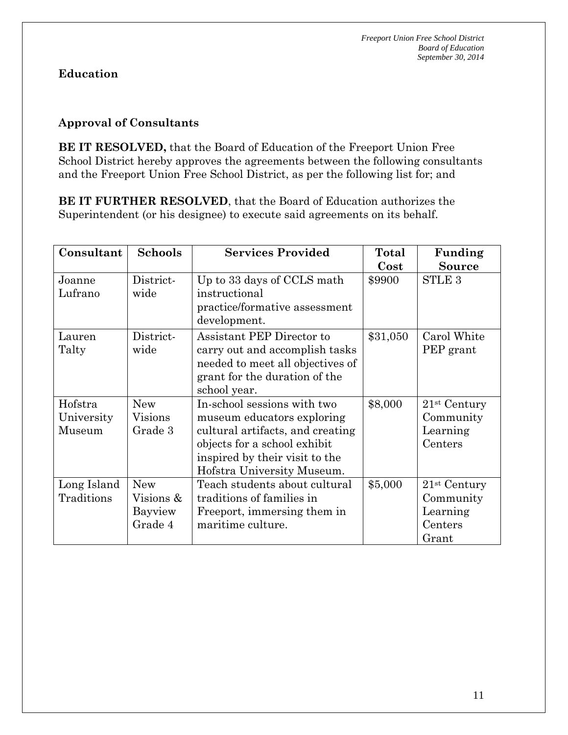## Education

### Approval of Consultants

**BE IT RESOLVED,** that the Board of Education of the Freeport Union Free School District hereby approves the agreements between the following consultants and the Freeport Union Free School District, as per the following list for; and

**BE IT FURTHER RESOLVED**, that the Board of Education authorizes the Superintendent (or his designee) to execute said agreements on its behalf.

| Consultant | Schools | Services Provided | Total Cost | Funding Source |
|---|---|---|---|---|
| Joanne Lufrano | District-wide | Up to 33 days of CCLS math instructional practice/formative assessment development. | \$9900 | STLE 3 |
| Lauren Talty | District-wide | Assistant PEP Director to carry out and accomplish tasks needed to meet all objectives of grant for the duration of the school year. | \$31,050 | Carol White PEP grant |
| Hofstra University Museum | New Visions Grade 3 | In-school sessions with two museum educators exploring cultural artifacts, and creating objects for a school exhibit inspired by their visit to the Hofstra University Museum. | \$8,000 | 21st Century Community Learning Centers |
| Long Island Traditions | New Visions & Bayview Grade 4 | Teach students about cultural traditions of families in Freeport, immersing them in maritime culture. | \$5,000 | 21st Century Community Learning Centers Grant |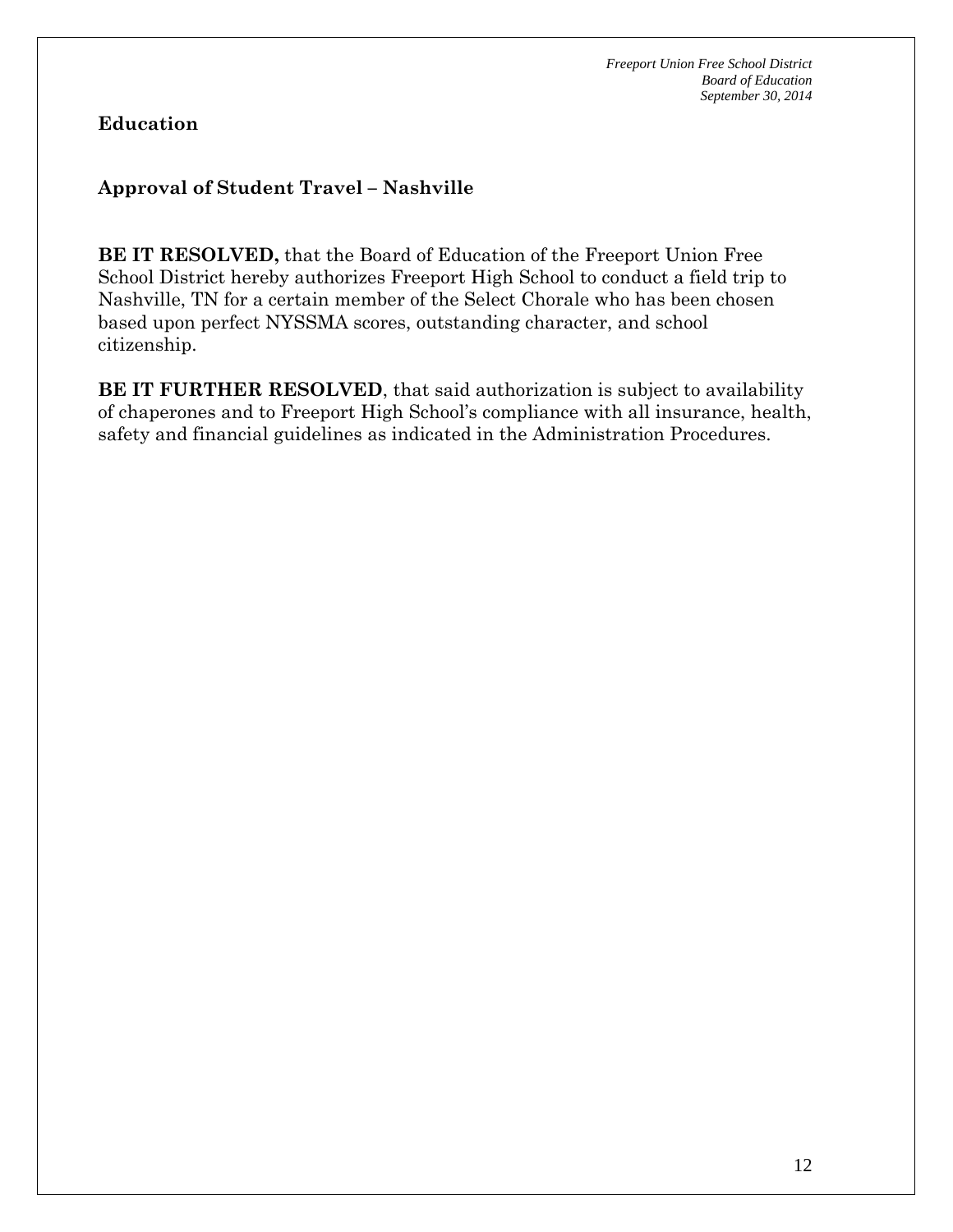**Education**

**Approval of Student Travel – Nashville**

**BE IT RESOLVED,** that the Board of Education of the Freeport Union Free School District hereby authorizes Freeport High School to conduct a field trip to Nashville, TN for a certain member of the Select Chorale who has been chosen based upon perfect NYSSMA scores, outstanding character, and school citizenship.

**BE IT FURTHER RESOLVED**, that said authorization is subject to availability of chaperones and to Freeport High School's compliance with all insurance, health, safety and financial guidelines as indicated in the Administration Procedures.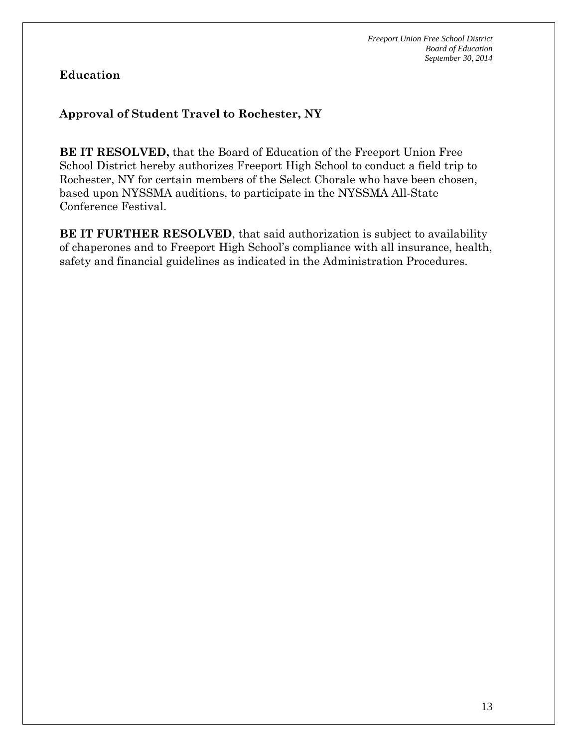## Education

### Approval of Student Travel to Rochester, NY

**BE IT RESOLVED,** that the Board of Education of the Freeport Union Free School District hereby authorizes Freeport High School to conduct a field trip to Rochester, NY for certain members of the Select Chorale who have been chosen, based upon NYSSMA auditions, to participate in the NYSSMA All-State Conference Festival.

**BE IT FURTHER RESOLVED**, that said authorization is subject to availability of chaperones and to Freeport High School's compliance with all insurance, health, safety and financial guidelines as indicated in the Administration Procedures.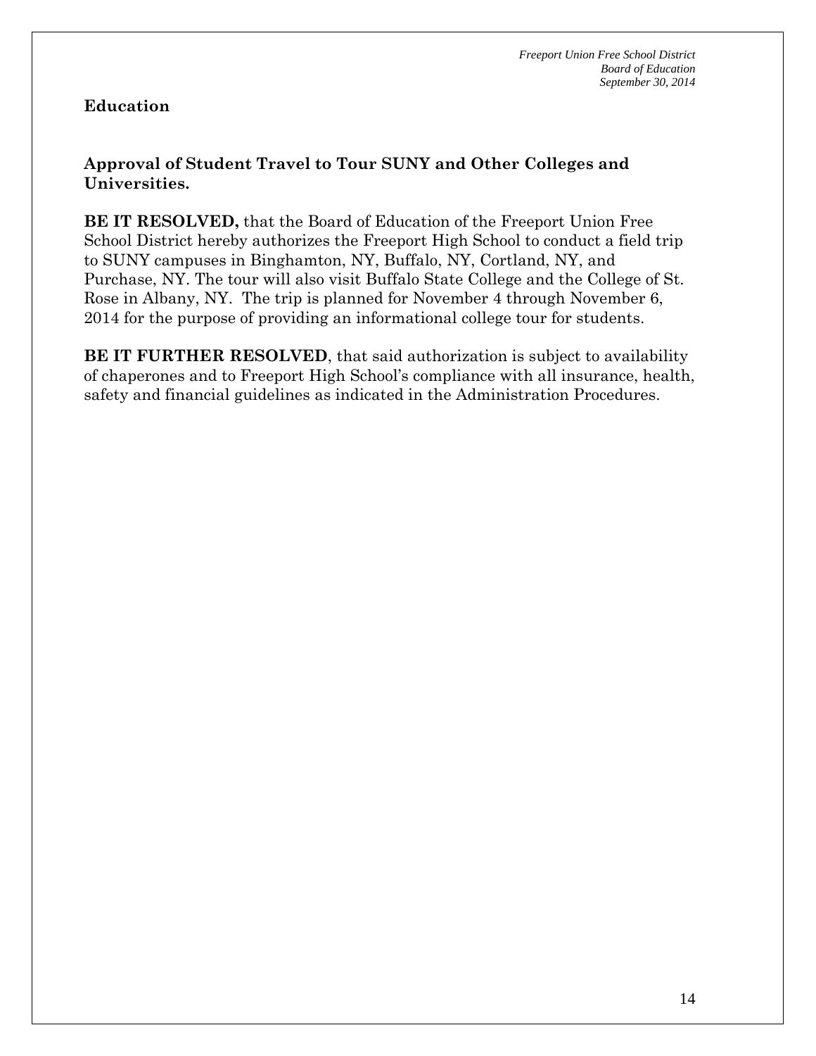## Education

### Approval of Student Travel to Tour SUNY and Other Colleges and Universities.

**BE IT RESOLVED,** that the Board of Education of the Freeport Union Free School District hereby authorizes the Freeport High School to conduct a field trip to SUNY campuses in Binghamton, NY, Buffalo, NY, Cortland, NY, and Purchase, NY. The tour will also visit Buffalo State College and the College of St. Rose in Albany, NY. The trip is planned for November 4 through November 6, 2014 for the purpose of providing an informational college tour for students.

**BE IT FURTHER RESOLVED**, that said authorization is subject to availability of chaperones and to Freeport High School's compliance with all insurance, health, safety and financial guidelines as indicated in the Administration Procedures.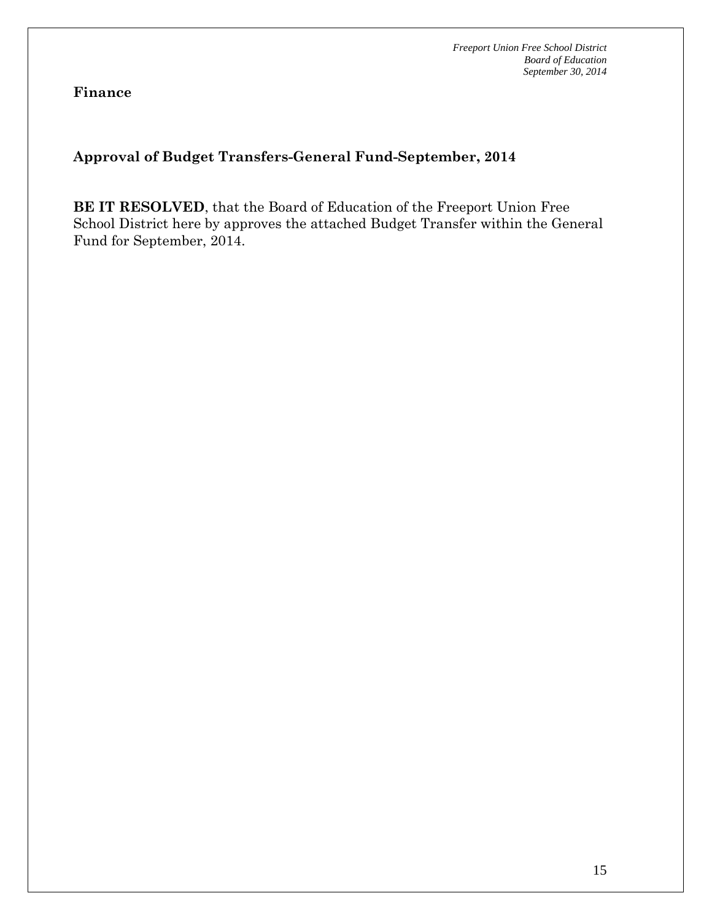## Finance

### Approval of Budget Transfers-General Fund-September, 2014

**BE IT RESOLVED**, that the Board of Education of the Freeport Union Free School District here by approves the attached Budget Transfer within the General Fund for September, 2014.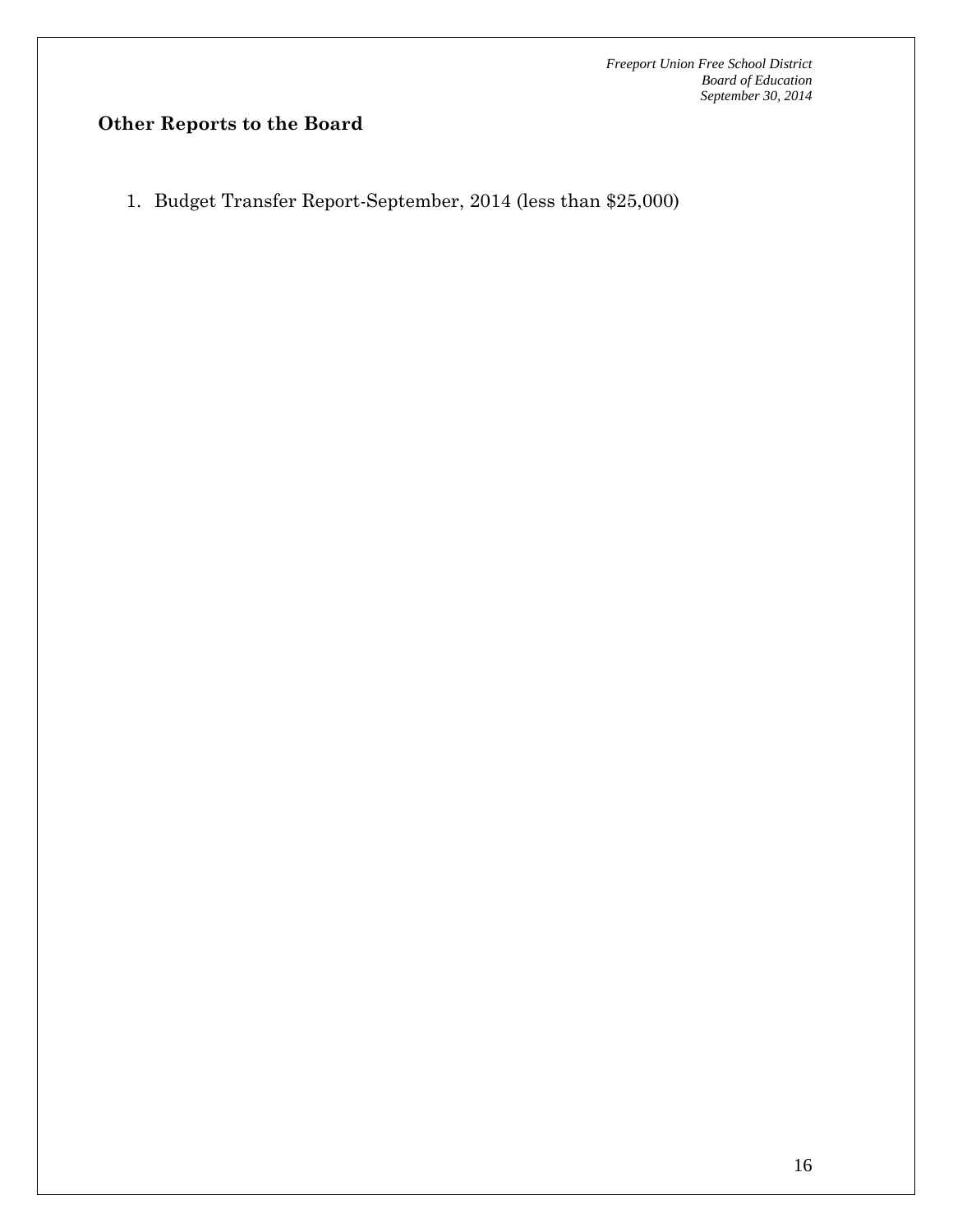## Other Reports to the Board

1. Budget Transfer Report-September, 2014 (less than $25,000)